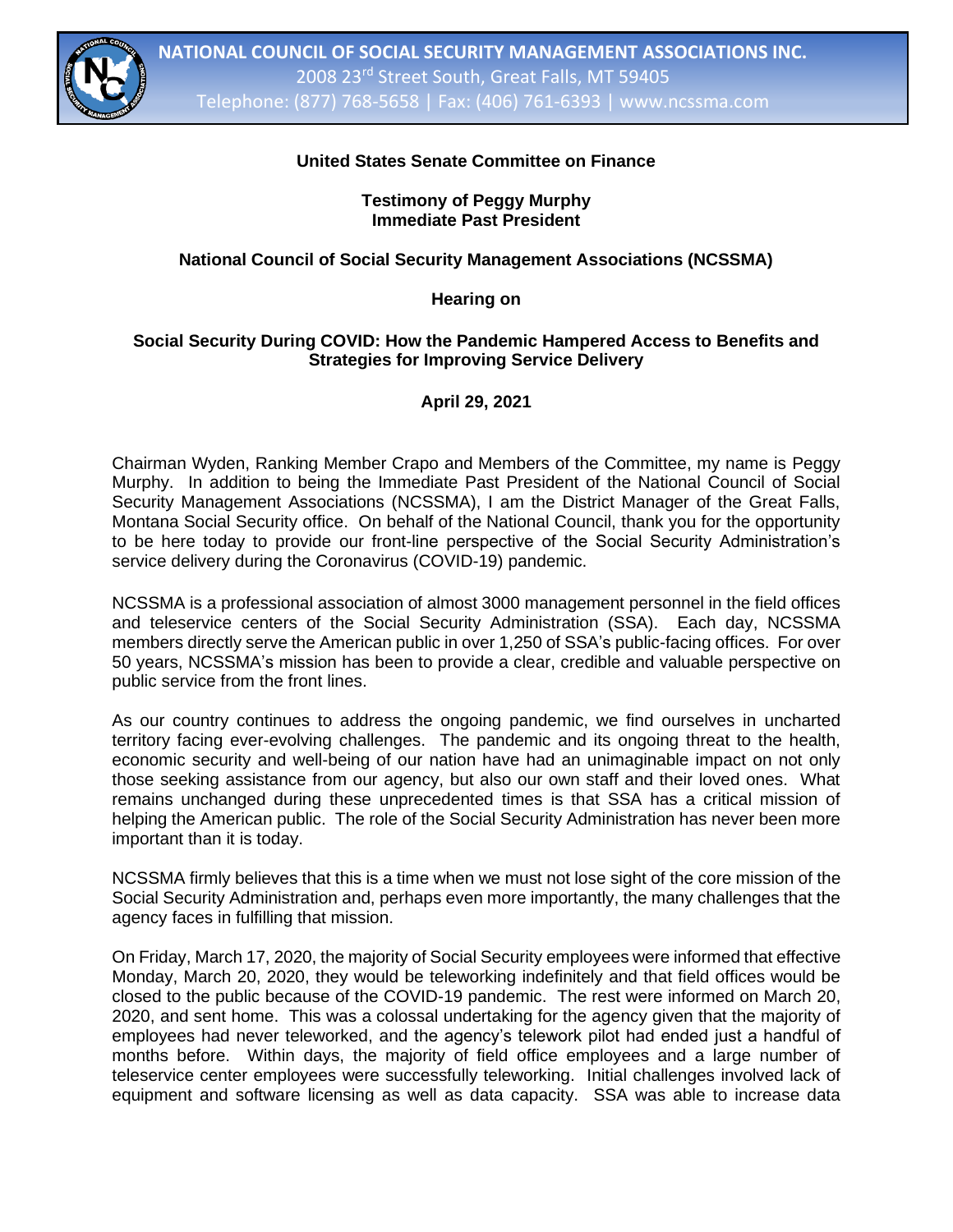**NATIONAL COUNCIL OF SOCIAL SECURITY MANAGEMENT ASSOCIATIONS INC.**
2008 23rd Street South, Great Falls, MT 59405
Telephone: (877) 768-5658 | Fax: (406) 761-6393 | www.ncssma.com

**United States Senate Committee on Finance**

**Testimony of Peggy Murphy**
**Immediate Past President**

**National Council of Social Security Management Associations (NCSSMA)**

**Hearing on**

**Social Security During COVID: How the Pandemic Hampered Access to Benefits and Strategies for Improving Service Delivery**

**April 29, 2021**

Chairman Wyden, Ranking Member Crapo and Members of the Committee, my name is Peggy Murphy. In addition to being the Immediate Past President of the National Council of Social Security Management Associations (NCSSMA), I am the District Manager of the Great Falls, Montana Social Security office. On behalf of the National Council, thank you for the opportunity to be here today to provide our front-line perspective of the Social Security Administration's service delivery during the Coronavirus (COVID-19) pandemic.

NCSSMA is a professional association of almost 3000 management personnel in the field offices and teleservice centers of the Social Security Administration (SSA). Each day, NCSSMA members directly serve the American public in over 1,250 of SSA's public-facing offices. For over 50 years, NCSSMA's mission has been to provide a clear, credible and valuable perspective on public service from the front lines.

As our country continues to address the ongoing pandemic, we find ourselves in uncharted territory facing ever-evolving challenges. The pandemic and its ongoing threat to the health, economic security and well-being of our nation have had an unimaginable impact on not only those seeking assistance from our agency, but also our own staff and their loved ones. What remains unchanged during these unprecedented times is that SSA has a critical mission of helping the American public. The role of the Social Security Administration has never been more important than it is today.

NCSSMA firmly believes that this is a time when we must not lose sight of the core mission of the Social Security Administration and, perhaps even more importantly, the many challenges that the agency faces in fulfilling that mission.

On Friday, March 17, 2020, the majority of Social Security employees were informed that effective Monday, March 20, 2020, they would be teleworking indefinitely and that field offices would be closed to the public because of the COVID-19 pandemic. The rest were informed on March 20, 2020, and sent home. This was a colossal undertaking for the agency given that the majority of employees had never teleworked, and the agency's telework pilot had ended just a handful of months before. Within days, the majority of field office employees and a large number of teleservice center employees were successfully teleworking. Initial challenges involved lack of equipment and software licensing as well as data capacity. SSA was able to increase data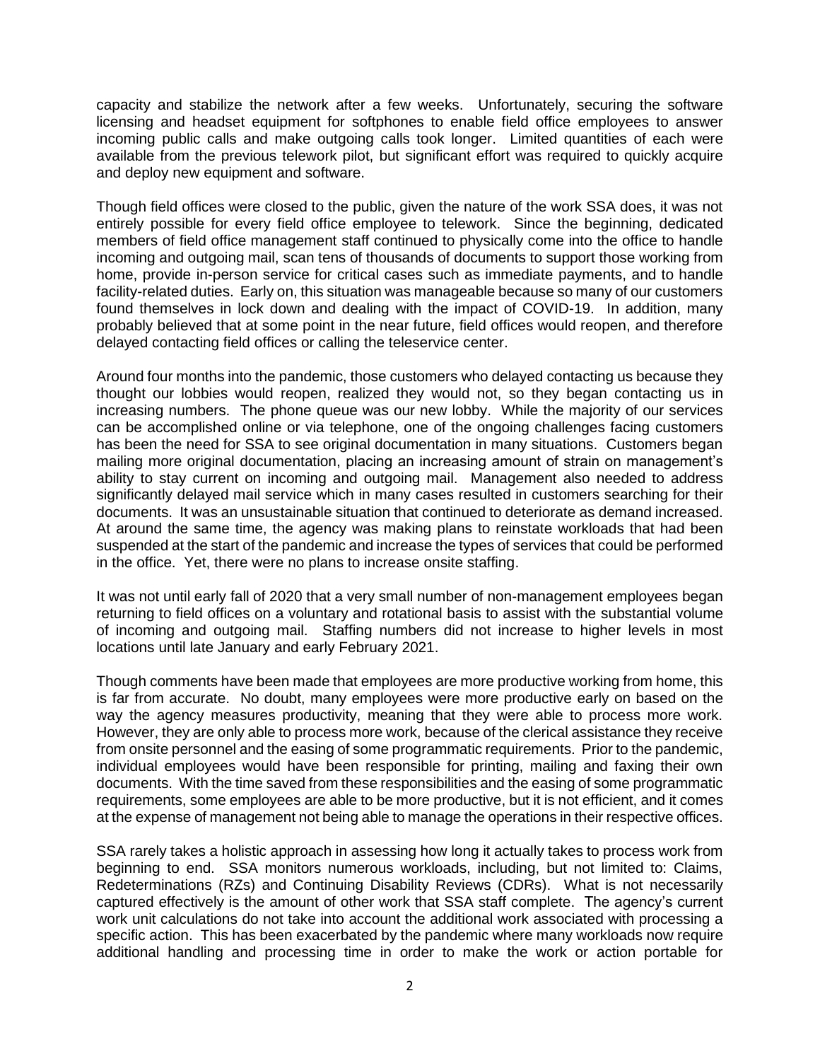capacity and stabilize the network after a few weeks. Unfortunately, securing the software licensing and headset equipment for softphones to enable field office employees to answer incoming public calls and make outgoing calls took longer. Limited quantities of each were available from the previous telework pilot, but significant effort was required to quickly acquire and deploy new equipment and software.

Though field offices were closed to the public, given the nature of the work SSA does, it was not entirely possible for every field office employee to telework. Since the beginning, dedicated members of field office management staff continued to physically come into the office to handle incoming and outgoing mail, scan tens of thousands of documents to support those working from home, provide in-person service for critical cases such as immediate payments, and to handle facility-related duties. Early on, this situation was manageable because so many of our customers found themselves in lock down and dealing with the impact of COVID-19. In addition, many probably believed that at some point in the near future, field offices would reopen, and therefore delayed contacting field offices or calling the teleservice center.

Around four months into the pandemic, those customers who delayed contacting us because they thought our lobbies would reopen, realized they would not, so they began contacting us in increasing numbers. The phone queue was our new lobby. While the majority of our services can be accomplished online or via telephone, one of the ongoing challenges facing customers has been the need for SSA to see original documentation in many situations. Customers began mailing more original documentation, placing an increasing amount of strain on management's ability to stay current on incoming and outgoing mail. Management also needed to address significantly delayed mail service which in many cases resulted in customers searching for their documents. It was an unsustainable situation that continued to deteriorate as demand increased. At around the same time, the agency was making plans to reinstate workloads that had been suspended at the start of the pandemic and increase the types of services that could be performed in the office. Yet, there were no plans to increase onsite staffing.

It was not until early fall of 2020 that a very small number of non-management employees began returning to field offices on a voluntary and rotational basis to assist with the substantial volume of incoming and outgoing mail. Staffing numbers did not increase to higher levels in most locations until late January and early February 2021.

Though comments have been made that employees are more productive working from home, this is far from accurate. No doubt, many employees were more productive early on based on the way the agency measures productivity, meaning that they were able to process more work. However, they are only able to process more work, because of the clerical assistance they receive from onsite personnel and the easing of some programmatic requirements. Prior to the pandemic, individual employees would have been responsible for printing, mailing and faxing their own documents. With the time saved from these responsibilities and the easing of some programmatic requirements, some employees are able to be more productive, but it is not efficient, and it comes at the expense of management not being able to manage the operations in their respective offices.

SSA rarely takes a holistic approach in assessing how long it actually takes to process work from beginning to end. SSA monitors numerous workloads, including, but not limited to: Claims, Redeterminations (RZs) and Continuing Disability Reviews (CDRs). What is not necessarily captured effectively is the amount of other work that SSA staff complete. The agency's current work unit calculations do not take into account the additional work associated with processing a specific action. This has been exacerbated by the pandemic where many workloads now require additional handling and processing time in order to make the work or action portable for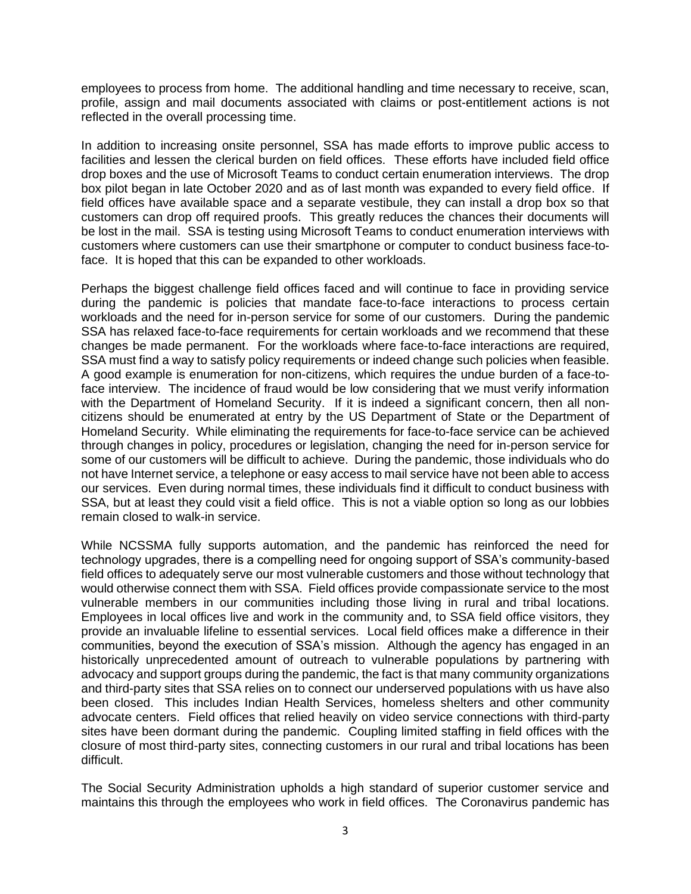employees to process from home. The additional handling and time necessary to receive, scan, profile, assign and mail documents associated with claims or post-entitlement actions is not reflected in the overall processing time.

In addition to increasing onsite personnel, SSA has made efforts to improve public access to facilities and lessen the clerical burden on field offices. These efforts have included field office drop boxes and the use of Microsoft Teams to conduct certain enumeration interviews. The drop box pilot began in late October 2020 and as of last month was expanded to every field office. If field offices have available space and a separate vestibule, they can install a drop box so that customers can drop off required proofs. This greatly reduces the chances their documents will be lost in the mail. SSA is testing using Microsoft Teams to conduct enumeration interviews with customers where customers can use their smartphone or computer to conduct business face-to-face. It is hoped that this can be expanded to other workloads.

Perhaps the biggest challenge field offices faced and will continue to face in providing service during the pandemic is policies that mandate face-to-face interactions to process certain workloads and the need for in-person service for some of our customers. During the pandemic SSA has relaxed face-to-face requirements for certain workloads and we recommend that these changes be made permanent. For the workloads where face-to-face interactions are required, SSA must find a way to satisfy policy requirements or indeed change such policies when feasible. A good example is enumeration for non-citizens, which requires the undue burden of a face-to-face interview. The incidence of fraud would be low considering that we must verify information with the Department of Homeland Security. If it is indeed a significant concern, then all non-citizens should be enumerated at entry by the US Department of State or the Department of Homeland Security. While eliminating the requirements for face-to-face service can be achieved through changes in policy, procedures or legislation, changing the need for in-person service for some of our customers will be difficult to achieve. During the pandemic, those individuals who do not have Internet service, a telephone or easy access to mail service have not been able to access our services. Even during normal times, these individuals find it difficult to conduct business with SSA, but at least they could visit a field office. This is not a viable option so long as our lobbies remain closed to walk-in service.

While NCSSMA fully supports automation, and the pandemic has reinforced the need for technology upgrades, there is a compelling need for ongoing support of SSA's community-based field offices to adequately serve our most vulnerable customers and those without technology that would otherwise connect them with SSA. Field offices provide compassionate service to the most vulnerable members in our communities including those living in rural and tribal locations. Employees in local offices live and work in the community and, to SSA field office visitors, they provide an invaluable lifeline to essential services. Local field offices make a difference in their communities, beyond the execution of SSA's mission. Although the agency has engaged in an historically unprecedented amount of outreach to vulnerable populations by partnering with advocacy and support groups during the pandemic, the fact is that many community organizations and third-party sites that SSA relies on to connect our underserved populations with us have also been closed. This includes Indian Health Services, homeless shelters and other community advocate centers. Field offices that relied heavily on video service connections with third-party sites have been dormant during the pandemic. Coupling limited staffing in field offices with the closure of most third-party sites, connecting customers in our rural and tribal locations has been difficult.

The Social Security Administration upholds a high standard of superior customer service and maintains this through the employees who work in field offices. The Coronavirus pandemic has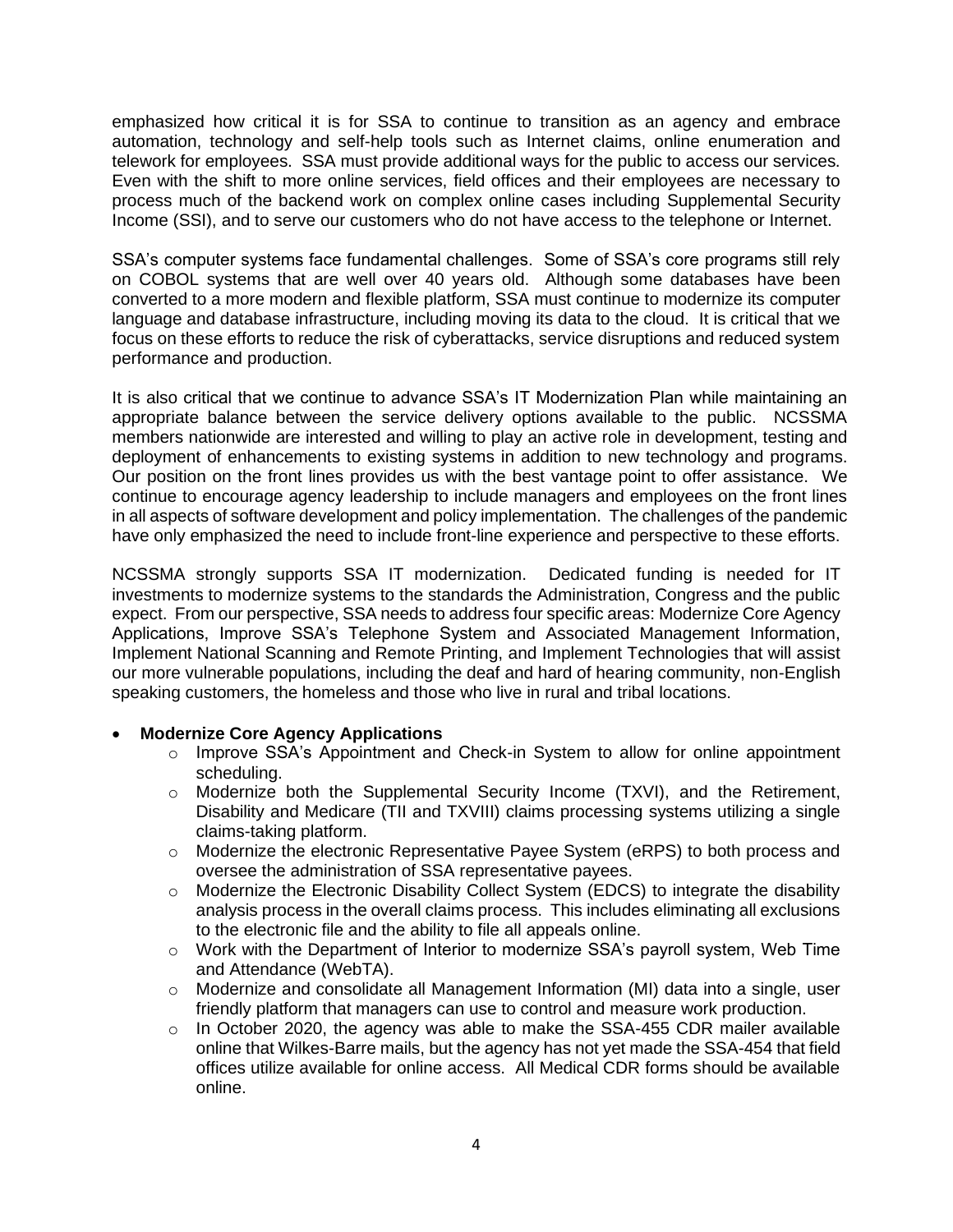emphasized how critical it is for SSA to continue to transition as an agency and embrace automation, technology and self-help tools such as Internet claims, online enumeration and telework for employees. SSA must provide additional ways for the public to access our services. Even with the shift to more online services, field offices and their employees are necessary to process much of the backend work on complex online cases including Supplemental Security Income (SSI), and to serve our customers who do not have access to the telephone or Internet.

SSA's computer systems face fundamental challenges. Some of SSA's core programs still rely on COBOL systems that are well over 40 years old. Although some databases have been converted to a more modern and flexible platform, SSA must continue to modernize its computer language and database infrastructure, including moving its data to the cloud. It is critical that we focus on these efforts to reduce the risk of cyberattacks, service disruptions and reduced system performance and production.

It is also critical that we continue to advance SSA's IT Modernization Plan while maintaining an appropriate balance between the service delivery options available to the public. NCSSMA members nationwide are interested and willing to play an active role in development, testing and deployment of enhancements to existing systems in addition to new technology and programs. Our position on the front lines provides us with the best vantage point to offer assistance. We continue to encourage agency leadership to include managers and employees on the front lines in all aspects of software development and policy implementation. The challenges of the pandemic have only emphasized the need to include front-line experience and perspective to these efforts.

NCSSMA strongly supports SSA IT modernization. Dedicated funding is needed for IT investments to modernize systems to the standards the Administration, Congress and the public expect. From our perspective, SSA needs to address four specific areas: Modernize Core Agency Applications, Improve SSA's Telephone System and Associated Management Information, Implement National Scanning and Remote Printing, and Implement Technologies that will assist our more vulnerable populations, including the deaf and hard of hearing community, non-English speaking customers, the homeless and those who live in rural and tribal locations.

- **Modernize Core Agency Applications**
  - Improve SSA's Appointment and Check-in System to allow for online appointment scheduling.
  - Modernize both the Supplemental Security Income (TXVI), and the Retirement, Disability and Medicare (TII and TXVIII) claims processing systems utilizing a single claims-taking platform.
  - Modernize the electronic Representative Payee System (eRPS) to both process and oversee the administration of SSA representative payees.
  - Modernize the Electronic Disability Collect System (EDCS) to integrate the disability analysis process in the overall claims process. This includes eliminating all exclusions to the electronic file and the ability to file all appeals online.
  - Work with the Department of Interior to modernize SSA's payroll system, Web Time and Attendance (WebTA).
  - Modernize and consolidate all Management Information (MI) data into a single, user friendly platform that managers can use to control and measure work production.
  - In October 2020, the agency was able to make the SSA-455 CDR mailer available online that Wilkes-Barre mails, but the agency has not yet made the SSA-454 that field offices utilize available for online access. All Medical CDR forms should be available online.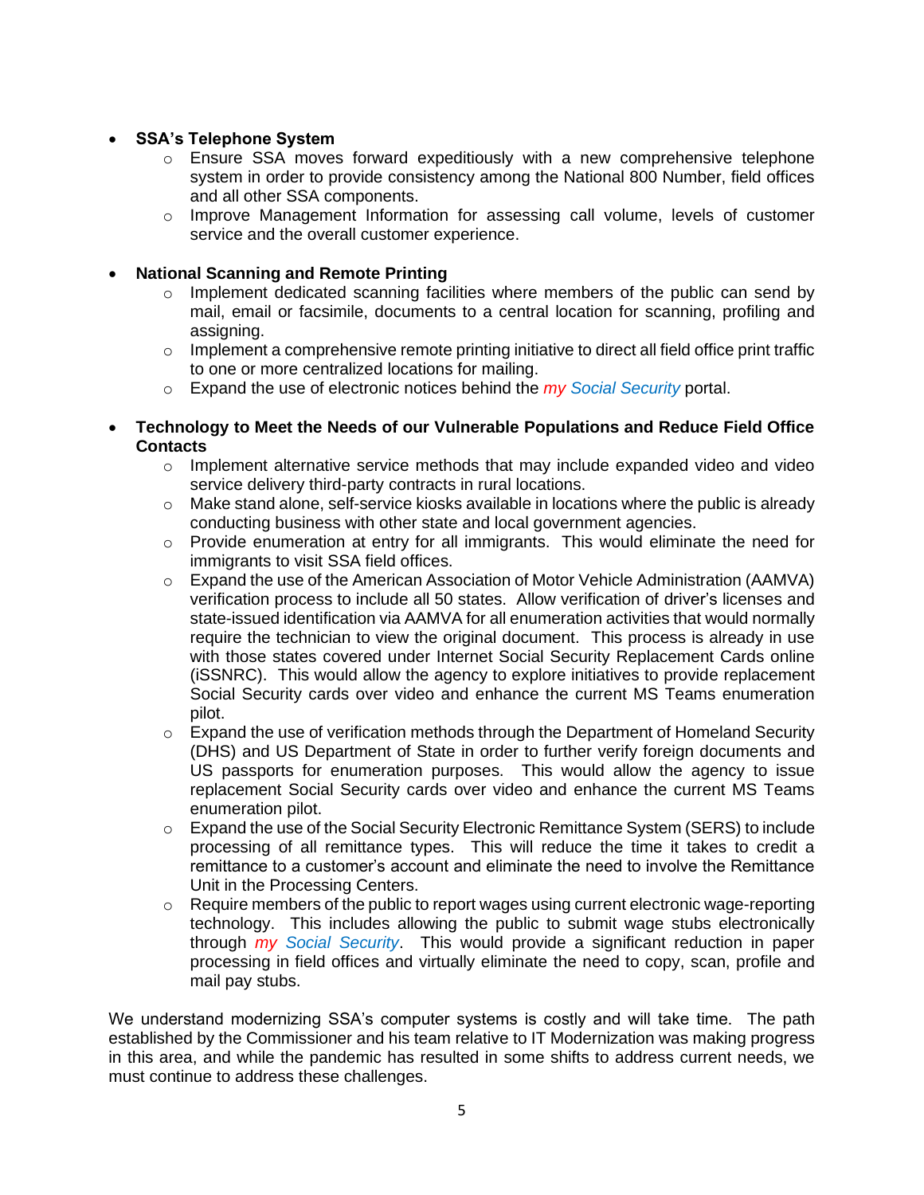- **SSA's Telephone System**
  - Ensure SSA moves forward expeditiously with a new comprehensive telephone system in order to provide consistency among the National 800 Number, field offices and all other SSA components.
  - Improve Management Information for assessing call volume, levels of customer service and the overall customer experience.

- **National Scanning and Remote Printing**
  - Implement dedicated scanning facilities where members of the public can send by mail, email or facsimile, documents to a central location for scanning, profiling and assigning.
  - Implement a comprehensive remote printing initiative to direct all field office print traffic to one or more centralized locations for mailing.
  - Expand the use of electronic notices behind the *my Social Security* portal.

- **Technology to Meet the Needs of our Vulnerable Populations and Reduce Field Office Contacts**
  - Implement alternative service methods that may include expanded video and video service delivery third-party contracts in rural locations.
  - Make stand alone, self-service kiosks available in locations where the public is already conducting business with other state and local government agencies.
  - Provide enumeration at entry for all immigrants. This would eliminate the need for immigrants to visit SSA field offices.
  - Expand the use of the American Association of Motor Vehicle Administration (AAMVA) verification process to include all 50 states. Allow verification of driver's licenses and state-issued identification via AAMVA for all enumeration activities that would normally require the technician to view the original document. This process is already in use with those states covered under Internet Social Security Replacement Cards online (iSSNRC). This would allow the agency to explore initiatives to provide replacement Social Security cards over video and enhance the current MS Teams enumeration pilot.
  - Expand the use of verification methods through the Department of Homeland Security (DHS) and US Department of State in order to further verify foreign documents and US passports for enumeration purposes. This would allow the agency to issue replacement Social Security cards over video and enhance the current MS Teams enumeration pilot.
  - Expand the use of the Social Security Electronic Remittance System (SERS) to include processing of all remittance types. This will reduce the time it takes to credit a remittance to a customer's account and eliminate the need to involve the Remittance Unit in the Processing Centers.
  - Require members of the public to report wages using current electronic wage-reporting technology. This includes allowing the public to submit wage stubs electronically through *my Social Security*. This would provide a significant reduction in paper processing in field offices and virtually eliminate the need to copy, scan, profile and mail pay stubs.

We understand modernizing SSA's computer systems is costly and will take time. The path established by the Commissioner and his team relative to IT Modernization was making progress in this area, and while the pandemic has resulted in some shifts to address current needs, we must continue to address these challenges.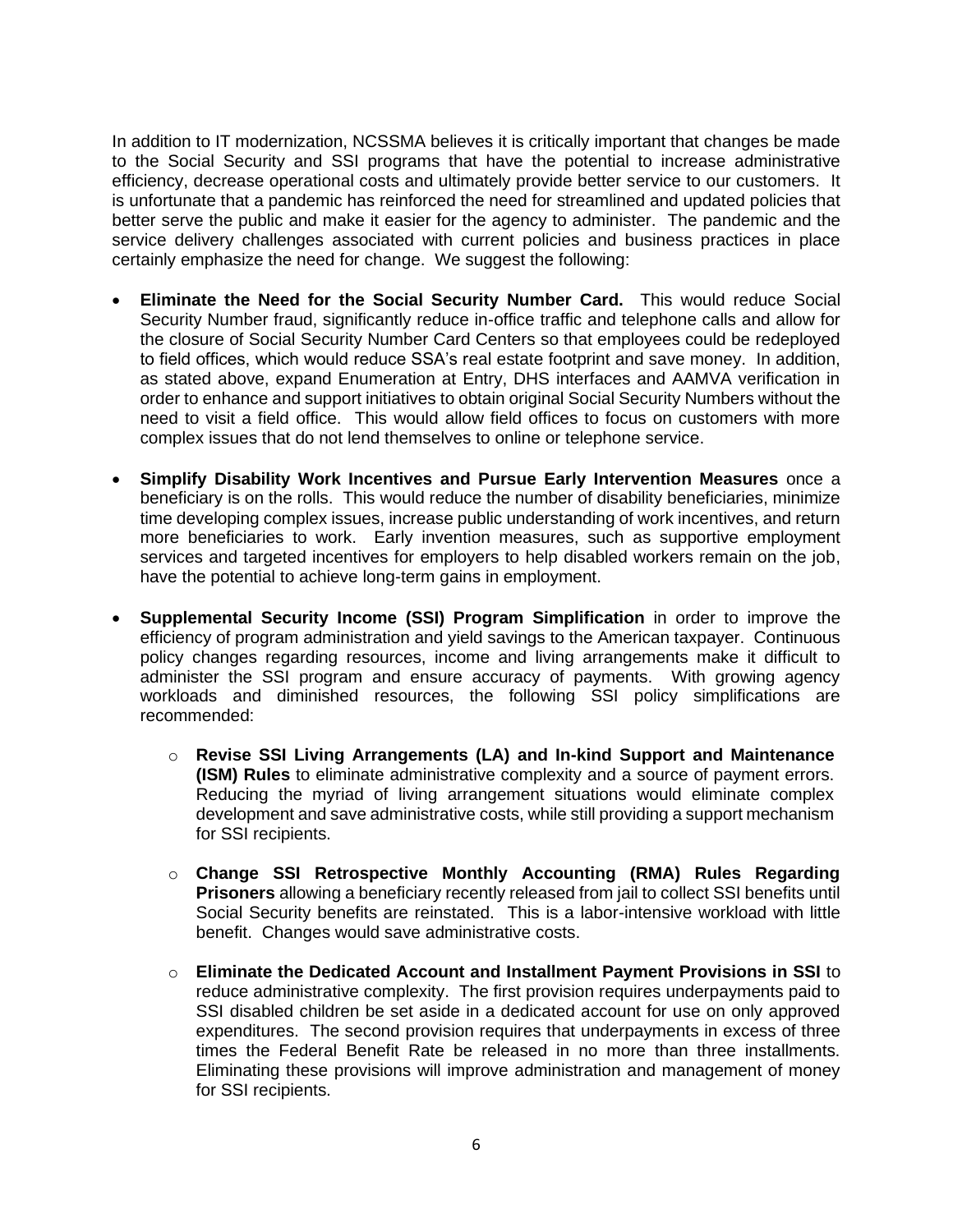In addition to IT modernization, NCSSMA believes it is critically important that changes be made to the Social Security and SSI programs that have the potential to increase administrative efficiency, decrease operational costs and ultimately provide better service to our customers. It is unfortunate that a pandemic has reinforced the need for streamlined and updated policies that better serve the public and make it easier for the agency to administer. The pandemic and the service delivery challenges associated with current policies and business practices in place certainly emphasize the need for change. We suggest the following:

- **Eliminate the Need for the Social Security Number Card.** This would reduce Social Security Number fraud, significantly reduce in-office traffic and telephone calls and allow for the closure of Social Security Number Card Centers so that employees could be redeployed to field offices, which would reduce SSA's real estate footprint and save money. In addition, as stated above, expand Enumeration at Entry, DHS interfaces and AAMVA verification in order to enhance and support initiatives to obtain original Social Security Numbers without the need to visit a field office. This would allow field offices to focus on customers with more complex issues that do not lend themselves to online or telephone service.

- **Simplify Disability Work Incentives and Pursue Early Intervention Measures** once a beneficiary is on the rolls. This would reduce the number of disability beneficiaries, minimize time developing complex issues, increase public understanding of work incentives, and return more beneficiaries to work. Early invention measures, such as supportive employment services and targeted incentives for employers to help disabled workers remain on the job, have the potential to achieve long-term gains in employment.

- **Supplemental Security Income (SSI) Program Simplification** in order to improve the efficiency of program administration and yield savings to the American taxpayer. Continuous policy changes regarding resources, income and living arrangements make it difficult to administer the SSI program and ensure accuracy of payments. With growing agency workloads and diminished resources, the following SSI policy simplifications are recommended:

  - **Revise SSI Living Arrangements (LA) and In-kind Support and Maintenance (ISM) Rules** to eliminate administrative complexity and a source of payment errors. Reducing the myriad of living arrangement situations would eliminate complex development and save administrative costs, while still providing a support mechanism for SSI recipients.

  - **Change SSI Retrospective Monthly Accounting (RMA) Rules Regarding Prisoners** allowing a beneficiary recently released from jail to collect SSI benefits until Social Security benefits are reinstated. This is a labor-intensive workload with little benefit. Changes would save administrative costs.

  - **Eliminate the Dedicated Account and Installment Payment Provisions in SSI** to reduce administrative complexity. The first provision requires underpayments paid to SSI disabled children be set aside in a dedicated account for use on only approved expenditures. The second provision requires that underpayments in excess of three times the Federal Benefit Rate be released in no more than three installments. Eliminating these provisions will improve administration and management of money for SSI recipients.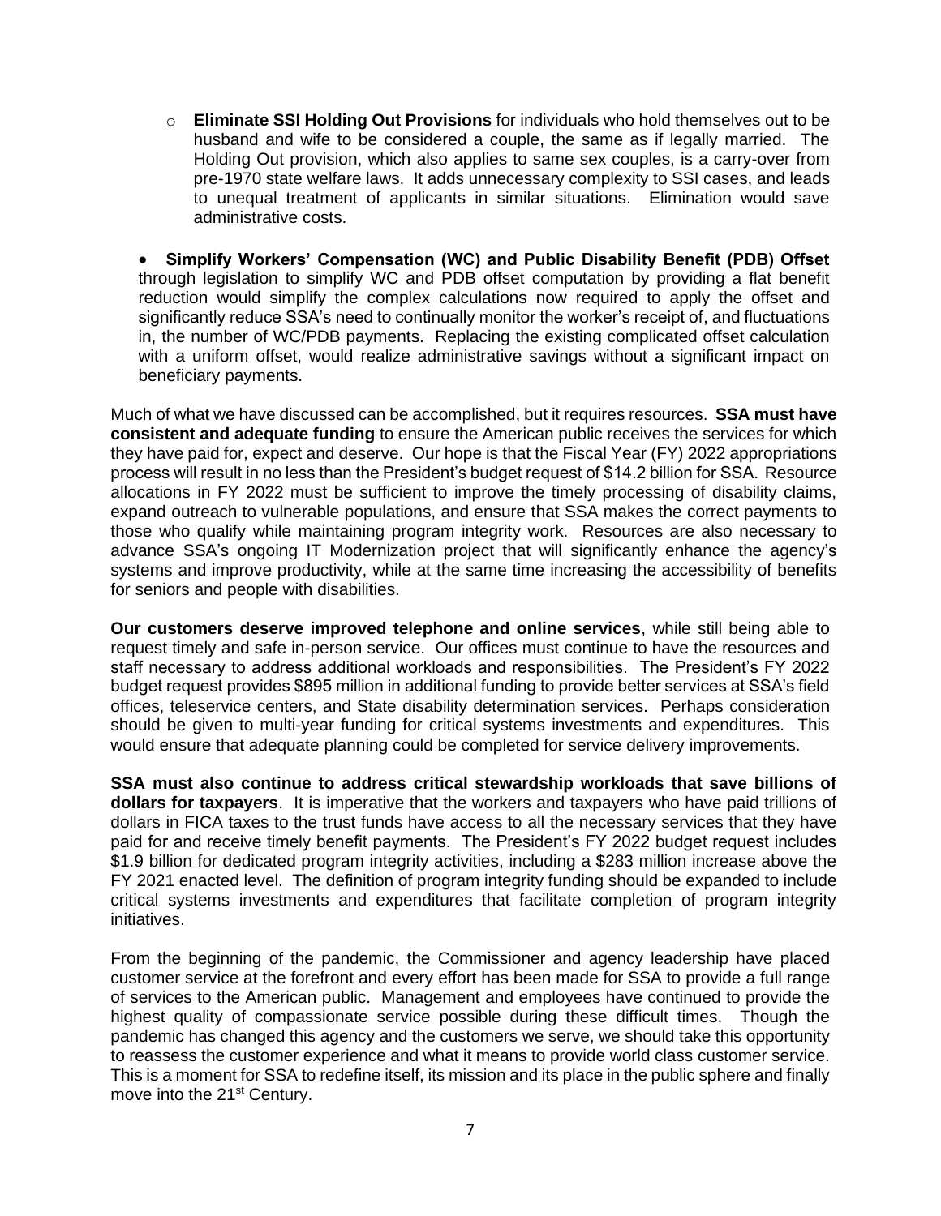- **Eliminate SSI Holding Out Provisions** for individuals who hold themselves out to be husband and wife to be considered a couple, the same as if legally married. The Holding Out provision, which also applies to same sex couples, is a carry-over from pre-1970 state welfare laws. It adds unnecessary complexity to SSI cases, and leads to unequal treatment of applicants in similar situations. Elimination would save administrative costs.

- **Simplify Workers' Compensation (WC) and Public Disability Benefit (PDB) Offset** through legislation to simplify WC and PDB offset computation by providing a flat benefit reduction would simplify the complex calculations now required to apply the offset and significantly reduce SSA's need to continually monitor the worker's receipt of, and fluctuations in, the number of WC/PDB payments. Replacing the existing complicated offset calculation with a uniform offset, would realize administrative savings without a significant impact on beneficiary payments.

Much of what we have discussed can be accomplished, but it requires resources. **SSA must have consistent and adequate funding** to ensure the American public receives the services for which they have paid for, expect and deserve. Our hope is that the Fiscal Year (FY) 2022 appropriations process will result in no less than the President's budget request of $14.2 billion for SSA. Resource allocations in FY 2022 must be sufficient to improve the timely processing of disability claims, expand outreach to vulnerable populations, and ensure that SSA makes the correct payments to those who qualify while maintaining program integrity work. Resources are also necessary to advance SSA's ongoing IT Modernization project that will significantly enhance the agency's systems and improve productivity, while at the same time increasing the accessibility of benefits for seniors and people with disabilities.

**Our customers deserve improved telephone and online services**, while still being able to request timely and safe in-person service. Our offices must continue to have the resources and staff necessary to address additional workloads and responsibilities. The President's FY 2022 budget request provides $895 million in additional funding to provide better services at SSA's field offices, teleservice centers, and State disability determination services. Perhaps consideration should be given to multi-year funding for critical systems investments and expenditures. This would ensure that adequate planning could be completed for service delivery improvements.

**SSA must also continue to address critical stewardship workloads that save billions of dollars for taxpayers**. It is imperative that the workers and taxpayers who have paid trillions of dollars in FICA taxes to the trust funds have access to all the necessary services that they have paid for and receive timely benefit payments. The President's FY 2022 budget request includes $1.9 billion for dedicated program integrity activities, including a $283 million increase above the FY 2021 enacted level. The definition of program integrity funding should be expanded to include critical systems investments and expenditures that facilitate completion of program integrity initiatives.

From the beginning of the pandemic, the Commissioner and agency leadership have placed customer service at the forefront and every effort has been made for SSA to provide a full range of services to the American public. Management and employees have continued to provide the highest quality of compassionate service possible during these difficult times. Though the pandemic has changed this agency and the customers we serve, we should take this opportunity to reassess the customer experience and what it means to provide world class customer service. This is a moment for SSA to redefine itself, its mission and its place in the public sphere and finally move into the 21st Century.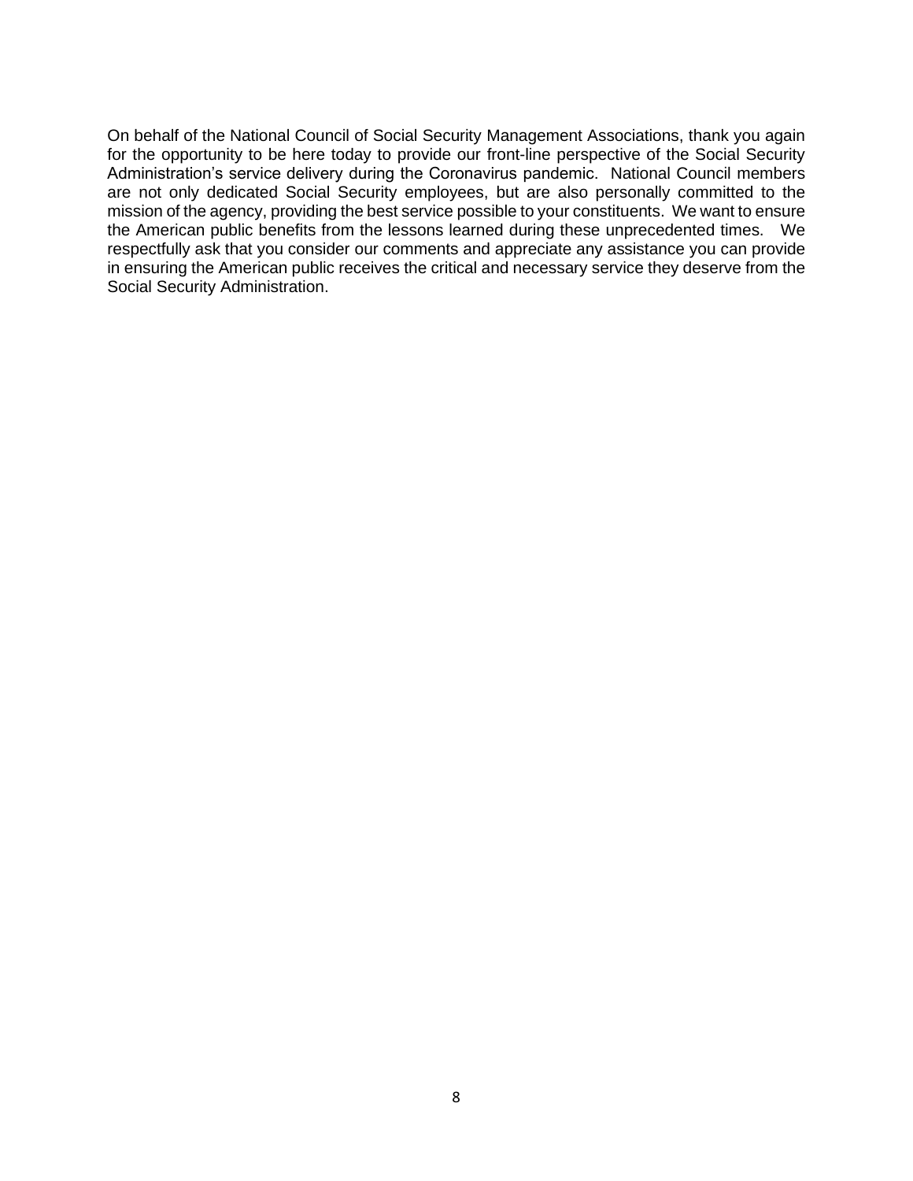On behalf of the National Council of Social Security Management Associations, thank you again for the opportunity to be here today to provide our front-line perspective of the Social Security Administration's service delivery during the Coronavirus pandemic. National Council members are not only dedicated Social Security employees, but are also personally committed to the mission of the agency, providing the best service possible to your constituents. We want to ensure the American public benefits from the lessons learned during these unprecedented times. We respectfully ask that you consider our comments and appreciate any assistance you can provide in ensuring the American public receives the critical and necessary service they deserve from the Social Security Administration.